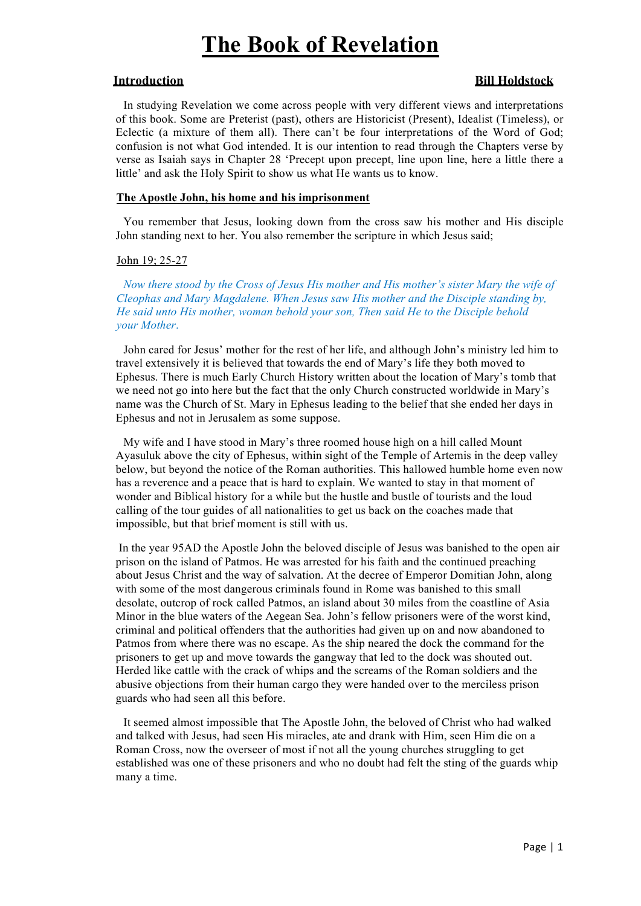# The Book of Revelation

**Introduction** **Bill Holdstock**

In studying Revelation we come across people with very different views and interpretations of this book. Some are Preterist (past), others are Historicist (Present), Idealist (Timeless), or Eclectic (a mixture of them all). There can't be four interpretations of the Word of God; confusion is not what God intended. It is our intention to read through the Chapters verse by verse as Isaiah says in Chapter 28 'Precept upon precept, line upon line, here a little there a little' and ask the Holy Spirit to show us what He wants us to know.

**The Apostle John, his home and his imprisonment**

You remember that Jesus, looking down from the cross saw his mother and His disciple John standing next to her. You also remember the scripture in which Jesus said;

John 19; 25-27

*Now there stood by the Cross of Jesus His mother and His mother's sister Mary the wife of Cleophas and Mary Magdalene. When Jesus saw His mother and the Disciple standing by, He said unto His mother, woman behold your son, Then said He to the Disciple behold your Mother.*

John cared for Jesus' mother for the rest of her life, and although John's ministry led him to travel extensively it is believed that towards the end of Mary's life they both moved to Ephesus. There is much Early Church History written about the location of Mary's tomb that we need not go into here but the fact that the only Church constructed worldwide in Mary's name was the Church of St. Mary in Ephesus leading to the belief that she ended her days in Ephesus and not in Jerusalem as some suppose.

My wife and I have stood in Mary's three roomed house high on a hill called Mount Ayasuluk above the city of Ephesus, within sight of the Temple of Artemis in the deep valley below, but beyond the notice of the Roman authorities. This hallowed humble home even now has a reverence and a peace that is hard to explain. We wanted to stay in that moment of wonder and Biblical history for a while but the hustle and bustle of tourists and the loud calling of the tour guides of all nationalities to get us back on the coaches made that impossible, but that brief moment is still with us.

In the year 95AD the Apostle John the beloved disciple of Jesus was banished to the open air prison on the island of Patmos. He was arrested for his faith and the continued preaching about Jesus Christ and the way of salvation. At the decree of Emperor Domitian John, along with some of the most dangerous criminals found in Rome was banished to this small desolate, outcrop of rock called Patmos, an island about 30 miles from the coastline of Asia Minor in the blue waters of the Aegean Sea. John's fellow prisoners were of the worst kind, criminal and political offenders that the authorities had given up on and now abandoned to Patmos from where there was no escape. As the ship neared the dock the command for the prisoners to get up and move towards the gangway that led to the dock was shouted out. Herded like cattle with the crack of whips and the screams of the Roman soldiers and the abusive objections from their human cargo they were handed over to the merciless prison guards who had seen all this before.

It seemed almost impossible that The Apostle John, the beloved of Christ who had walked and talked with Jesus, had seen His miracles, ate and drank with Him, seen Him die on a Roman Cross, now the overseer of most if not all the young churches struggling to get established was one of these prisoners and who no doubt had felt the sting of the guards whip many a time.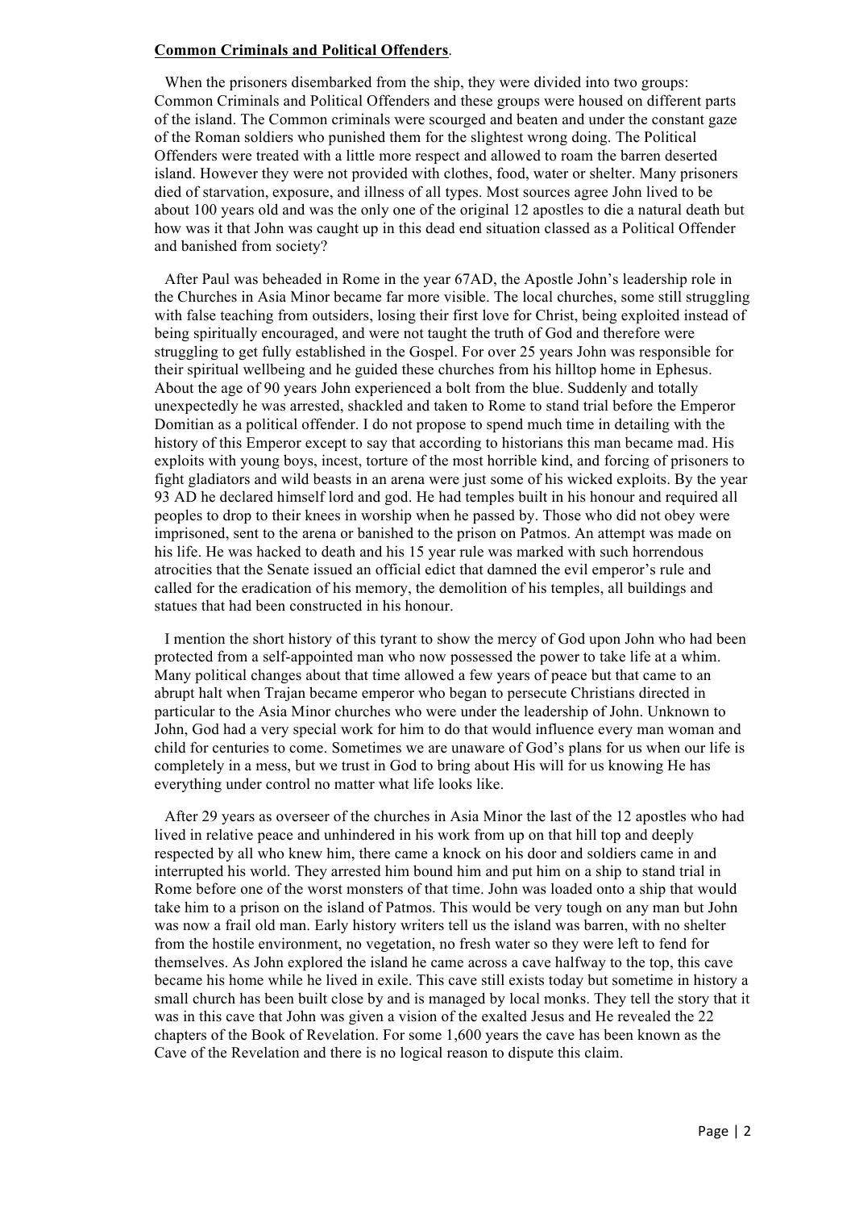**Common Criminals and Political Offenders**.

When the prisoners disembarked from the ship, they were divided into two groups: Common Criminals and Political Offenders and these groups were housed on different parts of the island. The Common criminals were scourged and beaten and under the constant gaze of the Roman soldiers who punished them for the slightest wrong doing. The Political Offenders were treated with a little more respect and allowed to roam the barren deserted island. However they were not provided with clothes, food, water or shelter. Many prisoners died of starvation, exposure, and illness of all types. Most sources agree John lived to be about 100 years old and was the only one of the original 12 apostles to die a natural death but how was it that John was caught up in this dead end situation classed as a Political Offender and banished from society?

After Paul was beheaded in Rome in the year 67AD, the Apostle John's leadership role in the Churches in Asia Minor became far more visible. The local churches, some still struggling with false teaching from outsiders, losing their first love for Christ, being exploited instead of being spiritually encouraged, and were not taught the truth of God and therefore were struggling to get fully established in the Gospel. For over 25 years John was responsible for their spiritual wellbeing and he guided these churches from his hilltop home in Ephesus. About the age of 90 years John experienced a bolt from the blue. Suddenly and totally unexpectedly he was arrested, shackled and taken to Rome to stand trial before the Emperor Domitian as a political offender. I do not propose to spend much time in detailing with the history of this Emperor except to say that according to historians this man became mad. His exploits with young boys, incest, torture of the most horrible kind, and forcing of prisoners to fight gladiators and wild beasts in an arena were just some of his wicked exploits. By the year 93 AD he declared himself lord and god. He had temples built in his honour and required all peoples to drop to their knees in worship when he passed by. Those who did not obey were imprisoned, sent to the arena or banished to the prison on Patmos. An attempt was made on his life. He was hacked to death and his 15 year rule was marked with such horrendous atrocities that the Senate issued an official edict that damned the evil emperor's rule and called for the eradication of his memory, the demolition of his temples, all buildings and statues that had been constructed in his honour.

I mention the short history of this tyrant to show the mercy of God upon John who had been protected from a self-appointed man who now possessed the power to take life at a whim. Many political changes about that time allowed a few years of peace but that came to an abrupt halt when Trajan became emperor who began to persecute Christians directed in particular to the Asia Minor churches who were under the leadership of John. Unknown to John, God had a very special work for him to do that would influence every man woman and child for centuries to come. Sometimes we are unaware of God's plans for us when our life is completely in a mess, but we trust in God to bring about His will for us knowing He has everything under control no matter what life looks like.

After 29 years as overseer of the churches in Asia Minor the last of the 12 apostles who had lived in relative peace and unhindered in his work from up on that hill top and deeply respected by all who knew him, there came a knock on his door and soldiers came in and interrupted his world. They arrested him bound him and put him on a ship to stand trial in Rome before one of the worst monsters of that time. John was loaded onto a ship that would take him to a prison on the island of Patmos. This would be very tough on any man but John was now a frail old man. Early history writers tell us the island was barren, with no shelter from the hostile environment, no vegetation, no fresh water so they were left to fend for themselves. As John explored the island he came across a cave halfway to the top, this cave became his home while he lived in exile. This cave still exists today but sometime in history a small church has been built close by and is managed by local monks. They tell the story that it was in this cave that John was given a vision of the exalted Jesus and He revealed the 22 chapters of the Book of Revelation. For some 1,600 years the cave has been known as the Cave of the Revelation and there is no logical reason to dispute this claim.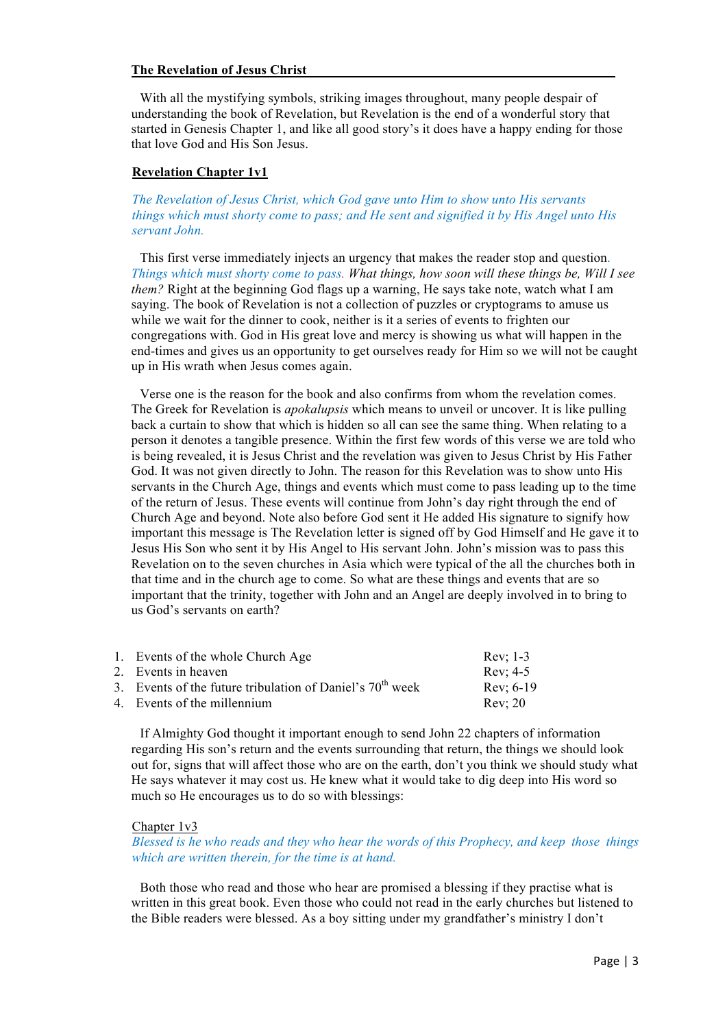**The Revelation of Jesus Christ**

With all the mystifying symbols, striking images throughout, many people despair of understanding the book of Revelation, but Revelation is the end of a wonderful story that started in Genesis Chapter 1, and like all good story's it does have a happy ending for those that love God and His Son Jesus.

**Revelation Chapter 1v1**

*The Revelation of Jesus Christ, which God gave unto Him to show unto His servants things which must shorty come to pass; and He sent and signified it by His Angel unto His servant John.*

This first verse immediately injects an urgency that makes the reader stop and question. *Things which must shorty come to pass. What things, how soon will these things be, Will I see them?* Right at the beginning God flags up a warning, He says take note, watch what I am saying. The book of Revelation is not a collection of puzzles or cryptograms to amuse us while we wait for the dinner to cook, neither is it a series of events to frighten our congregations with. God in His great love and mercy is showing us what will happen in the end-times and gives us an opportunity to get ourselves ready for Him so we will not be caught up in His wrath when Jesus comes again.

Verse one is the reason for the book and also confirms from whom the revelation comes. The Greek for Revelation is *apokalupsis* which means to unveil or uncover. It is like pulling back a curtain to show that which is hidden so all can see the same thing. When relating to a person it denotes a tangible presence. Within the first few words of this verse we are told who is being revealed, it is Jesus Christ and the revelation was given to Jesus Christ by His Father God. It was not given directly to John. The reason for this Revelation was to show unto His servants in the Church Age, things and events which must come to pass leading up to the time of the return of Jesus. These events will continue from John's day right through the end of Church Age and beyond. Note also before God sent it He added His signature to signify how important this message is The Revelation letter is signed off by God Himself and He gave it to Jesus His Son who sent it by His Angel to His servant John. John's mission was to pass this Revelation on to the seven churches in Asia which were typical of the all the churches both in that time and in the church age to come. So what are these things and events that are so important that the trinity, together with John and an Angel are deeply involved in to bring to us God's servants on earth?

| | |
|---|---|
| 1. Events of the whole Church Age | Rev; 1-3 |
| 2. Events in heaven | Rev; 4-5 |
| 3. Events of the future tribulation of Daniel's 70th week | Rev; 6-19 |
| 4. Events of the millennium | Rev; 20 |

If Almighty God thought it important enough to send John 22 chapters of information regarding His son's return and the events surrounding that return, the things we should look out for, signs that will affect those who are on the earth, don't you think we should study what He says whatever it may cost us. He knew what it would take to dig deep into His word so much so He encourages us to do so with blessings:

Chapter 1v3

*Blessed is he who reads and they who hear the words of this Prophecy, and keep those things which are written therein, for the time is at hand.*

Both those who read and those who hear are promised a blessing if they practise what is written in this great book. Even those who could not read in the early churches but listened to the Bible readers were blessed. As a boy sitting under my grandfather's ministry I don't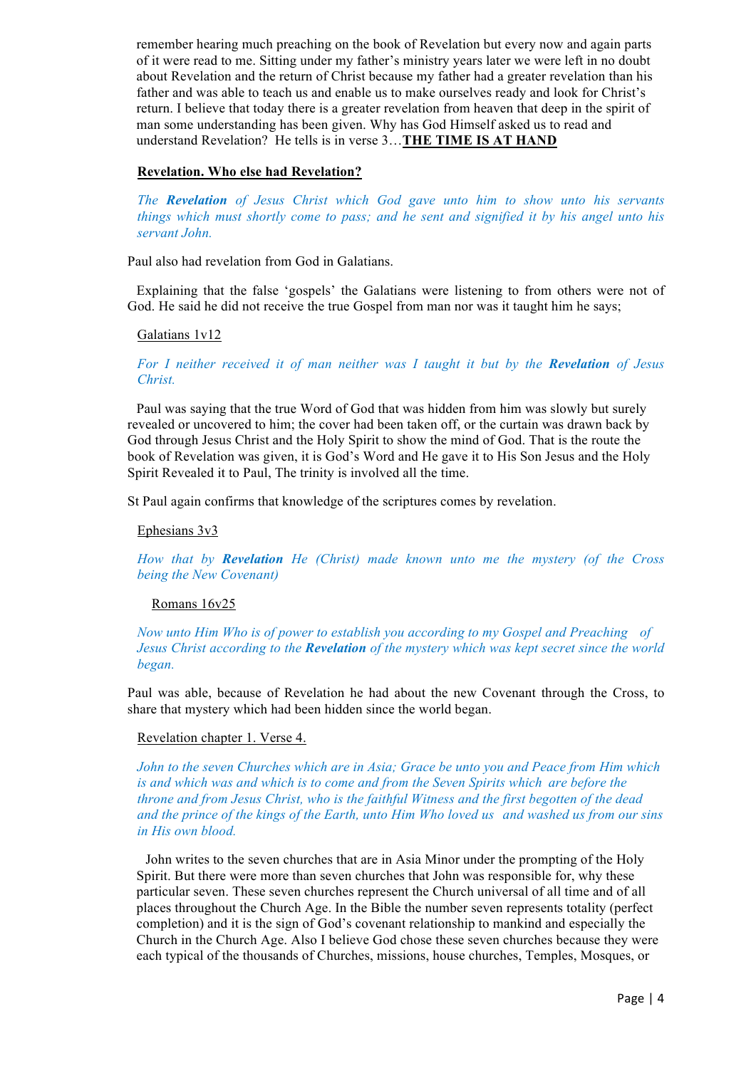remember hearing much preaching on the book of Revelation but every now and again parts of it were read to me. Sitting under my father's ministry years later we were left in no doubt about Revelation and the return of Christ because my father had a greater revelation than his father and was able to teach us and enable us to make ourselves ready and look for Christ's return. I believe that today there is a greater revelation from heaven that deep in the spirit of man some understanding has been given. Why has God Himself asked us to read and understand Revelation? He tells is in verse 3…**<u>THE TIME IS AT HAND</u>**

**<u>Revelation. Who else had Revelation?</u>**

*The **Revelation** of Jesus Christ which God gave unto him to show unto his servants things which must shortly come to pass; and he sent and signified it by his angel unto his servant John.*

Paul also had revelation from God in Galatians.

Explaining that the false 'gospels' the Galatians were listening to from others were not of God. He said he did not receive the true Gospel from man nor was it taught him he says;

<u>Galatians 1v12</u>

*For I neither received it of man neither was I taught it but by the **Revelation** of Jesus Christ.*

Paul was saying that the true Word of God that was hidden from him was slowly but surely revealed or uncovered to him; the cover had been taken off, or the curtain was drawn back by God through Jesus Christ and the Holy Spirit to show the mind of God. That is the route the book of Revelation was given, it is God's Word and He gave it to His Son Jesus and the Holy Spirit Revealed it to Paul, The trinity is involved all the time.

St Paul again confirms that knowledge of the scriptures comes by revelation.

<u>Ephesians 3v3</u>

*How that by **Revelation** He (Christ) made known unto me the mystery (of the Cross being the New Covenant)*

<u>Romans 16v25</u>

*Now unto Him Who is of power to establish you according to my Gospel and Preaching of Jesus Christ according to the **Revelation** of the mystery which was kept secret since the world began.*

Paul was able, because of Revelation he had about the new Covenant through the Cross, to share that mystery which had been hidden since the world began.

<u>Revelation chapter 1. Verse 4.</u>

*John to the seven Churches which are in Asia; Grace be unto you and Peace from Him which is and which was and which is to come and from the Seven Spirits which are before the throne and from Jesus Christ, who is the faithful Witness and the first begotten of the dead and the prince of the kings of the Earth, unto Him Who loved us and washed us from our sins in His own blood.*

John writes to the seven churches that are in Asia Minor under the prompting of the Holy Spirit. But there were more than seven churches that John was responsible for, why these particular seven. These seven churches represent the Church universal of all time and of all places throughout the Church Age. In the Bible the number seven represents totality (perfect completion) and it is the sign of God's covenant relationship to mankind and especially the Church in the Church Age. Also I believe God chose these seven churches because they were each typical of the thousands of Churches, missions, house churches, Temples, Mosques, or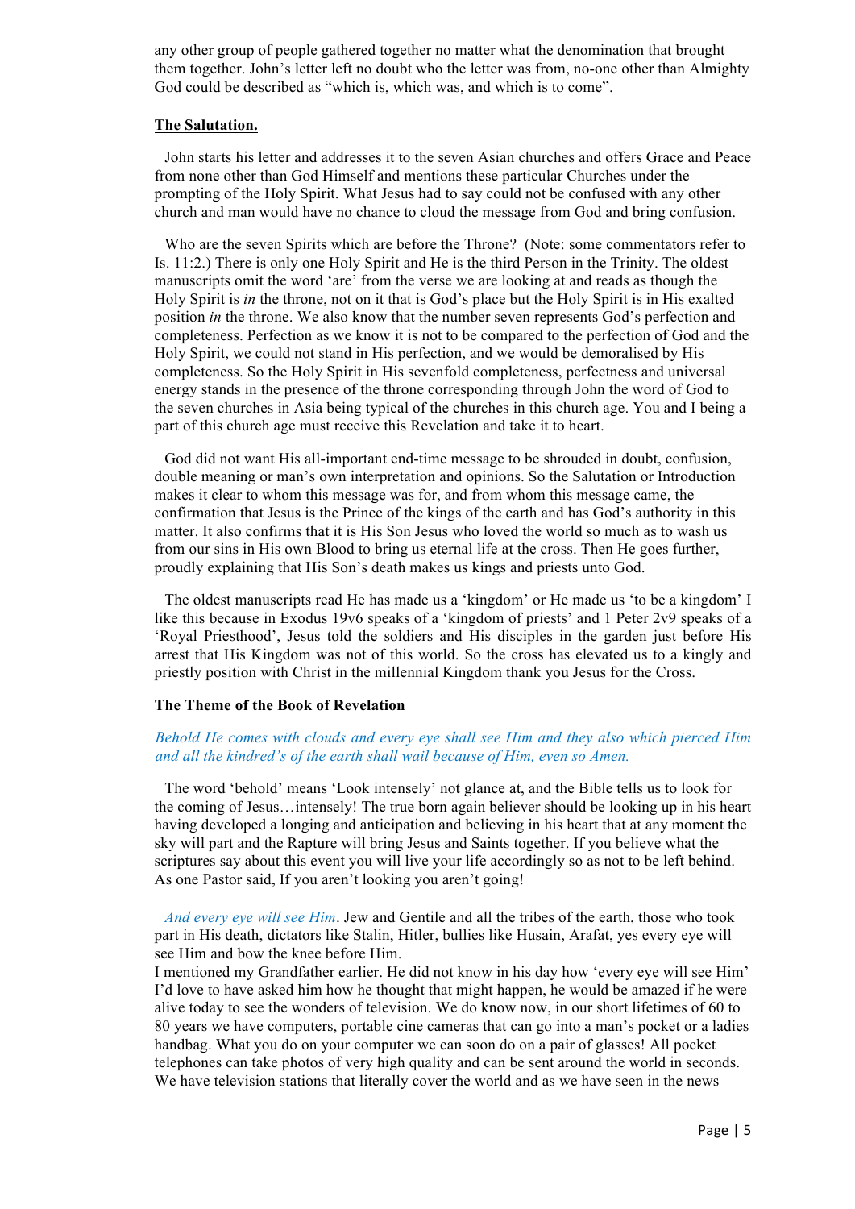any other group of people gathered together no matter what the denomination that brought them together. John's letter left no doubt who the letter was from, no-one other than Almighty God could be described as "which is, which was, and which is to come".

**The Salutation.**

John starts his letter and addresses it to the seven Asian churches and offers Grace and Peace from none other than God Himself and mentions these particular Churches under the prompting of the Holy Spirit. What Jesus had to say could not be confused with any other church and man would have no chance to cloud the message from God and bring confusion.

Who are the seven Spirits which are before the Throne? (Note: some commentators refer to Is. 11:2.) There is only one Holy Spirit and He is the third Person in the Trinity. The oldest manuscripts omit the word 'are' from the verse we are looking at and reads as though the Holy Spirit is *in* the throne, not on it that is God's place but the Holy Spirit is in His exalted position *in* the throne. We also know that the number seven represents God's perfection and completeness. Perfection as we know it is not to be compared to the perfection of God and the Holy Spirit, we could not stand in His perfection, and we would be demoralised by His completeness. So the Holy Spirit in His sevenfold completeness, perfectness and universal energy stands in the presence of the throne corresponding through John the word of God to the seven churches in Asia being typical of the churches in this church age. You and I being a part of this church age must receive this Revelation and take it to heart.

God did not want His all-important end-time message to be shrouded in doubt, confusion, double meaning or man's own interpretation and opinions. So the Salutation or Introduction makes it clear to whom this message was for, and from whom this message came, the confirmation that Jesus is the Prince of the kings of the earth and has God's authority in this matter. It also confirms that it is His Son Jesus who loved the world so much as to wash us from our sins in His own Blood to bring us eternal life at the cross. Then He goes further, proudly explaining that His Son's death makes us kings and priests unto God.

The oldest manuscripts read He has made us a 'kingdom' or He made us 'to be a kingdom' I like this because in Exodus 19v6 speaks of a 'kingdom of priests' and 1 Peter 2v9 speaks of a 'Royal Priesthood', Jesus told the soldiers and His disciples in the garden just before His arrest that His Kingdom was not of this world. So the cross has elevated us to a kingly and priestly position with Christ in the millennial Kingdom thank you Jesus for the Cross.

**The Theme of the Book of Revelation**

*Behold He comes with clouds and every eye shall see Him and they also which pierced Him and all the kindred's of the earth shall wail because of Him, even so Amen.*

The word 'behold' means 'Look intensely' not glance at, and the Bible tells us to look for the coming of Jesus…intensely! The true born again believer should be looking up in his heart having developed a longing and anticipation and believing in his heart that at any moment the sky will part and the Rapture will bring Jesus and Saints together. If you believe what the scriptures say about this event you will live your life accordingly so as not to be left behind. As one Pastor said, If you aren't looking you aren't going!

*And every eye will see Him*. Jew and Gentile and all the tribes of the earth, those who took part in His death, dictators like Stalin, Hitler, bullies like Husain, Arafat, yes every eye will see Him and bow the knee before Him.
I mentioned my Grandfather earlier. He did not know in his day how 'every eye will see Him' I'd love to have asked him how he thought that might happen, he would be amazed if he were alive today to see the wonders of television. We do know now, in our short lifetimes of 60 to 80 years we have computers, portable cine cameras that can go into a man's pocket or a ladies handbag. What you do on your computer we can soon do on a pair of glasses! All pocket telephones can take photos of very high quality and can be sent around the world in seconds. We have television stations that literally cover the world and as we have seen in the news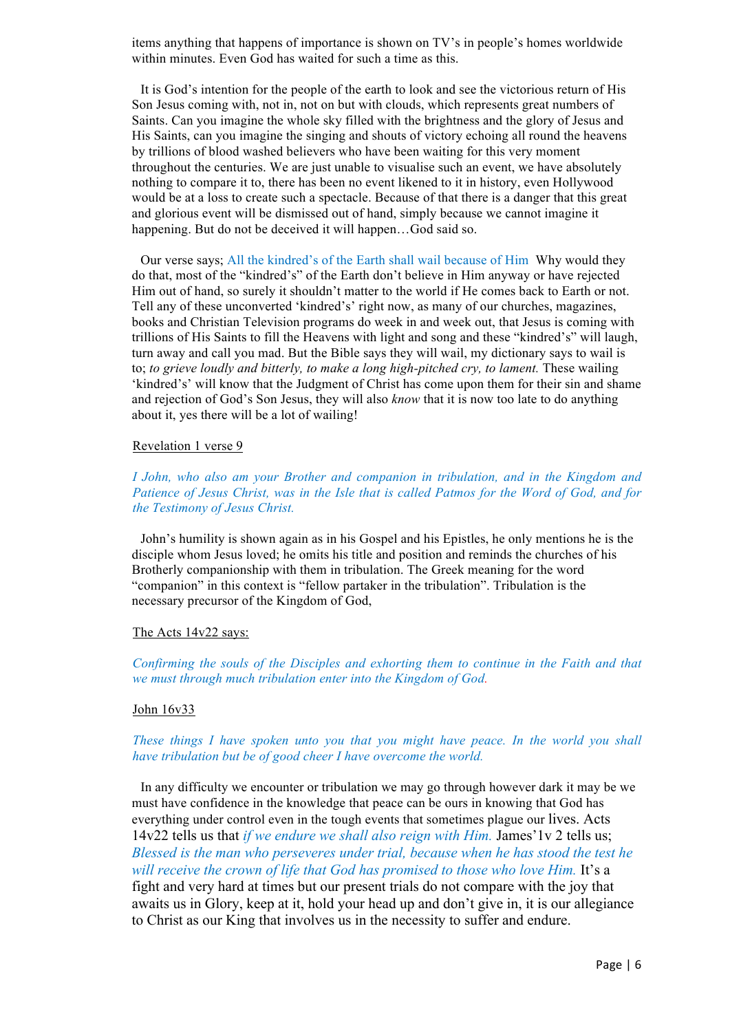items anything that happens of importance is shown on TV's in people's homes worldwide within minutes. Even God has waited for such a time as this.

It is God's intention for the people of the earth to look and see the victorious return of His Son Jesus coming with, not in, not on but with clouds, which represents great numbers of Saints. Can you imagine the whole sky filled with the brightness and the glory of Jesus and His Saints, can you imagine the singing and shouts of victory echoing all round the heavens by trillions of blood washed believers who have been waiting for this very moment throughout the centuries. We are just unable to visualise such an event, we have absolutely nothing to compare it to, there has been no event likened to it in history, even Hollywood would be at a loss to create such a spectacle. Because of that there is a danger that this great and glorious event will be dismissed out of hand, simply because we cannot imagine it happening. But do not be deceived it will happen…God said so.

Our verse says; All the kindred's of the Earth shall wail because of Him  Why would they do that, most of the "kindred's" of the Earth don't believe in Him anyway or have rejected Him out of hand, so surely it shouldn't matter to the world if He comes back to Earth or not. Tell any of these unconverted 'kindred's' right now, as many of our churches, magazines, books and Christian Television programs do week in and week out, that Jesus is coming with trillions of His Saints to fill the Heavens with light and song and these "kindred's" will laugh, turn away and call you mad. But the Bible says they will wail, my dictionary says to wail is to; *to grieve loudly and bitterly, to make a long high-pitched cry, to lament.* These wailing 'kindred's' will know that the Judgment of Christ has come upon them for their sin and shame and rejection of God's Son Jesus, they will also *know* that it is now too late to do anything about it, yes there will be a lot of wailing!

Revelation 1 verse 9

*I John, who also am your Brother and companion in tribulation, and in the Kingdom and Patience of Jesus Christ, was in the Isle that is called Patmos for the Word of God, and for the Testimony of Jesus Christ.*

John's humility is shown again as in his Gospel and his Epistles, he only mentions he is the disciple whom Jesus loved; he omits his title and position and reminds the churches of his Brotherly companionship with them in tribulation. The Greek meaning for the word "companion" in this context is "fellow partaker in the tribulation". Tribulation is the necessary precursor of the Kingdom of God,

The Acts 14v22 says:

*Confirming the souls of the Disciples and exhorting them to continue in the Faith and that we must through much tribulation enter into the Kingdom of God.*

John 16v33

*These things I have spoken unto you that you might have peace. In the world you shall have tribulation but be of good cheer I have overcome the world.*

In any difficulty we encounter or tribulation we may go through however dark it may be we must have confidence in the knowledge that peace can be ours in knowing that God has everything under control even in the tough events that sometimes plague our lives. Acts 14v22 tells us that *if we endure we shall also reign with Him.* James'1v 2 tells us; *Blessed is the man who perseveres under trial, because when he has stood the test he will receive the crown of life that God has promised to those who love Him.* It's a fight and very hard at times but our present trials do not compare with the joy that awaits us in Glory, keep at it, hold your head up and don't give in, it is our allegiance to Christ as our King that involves us in the necessity to suffer and endure.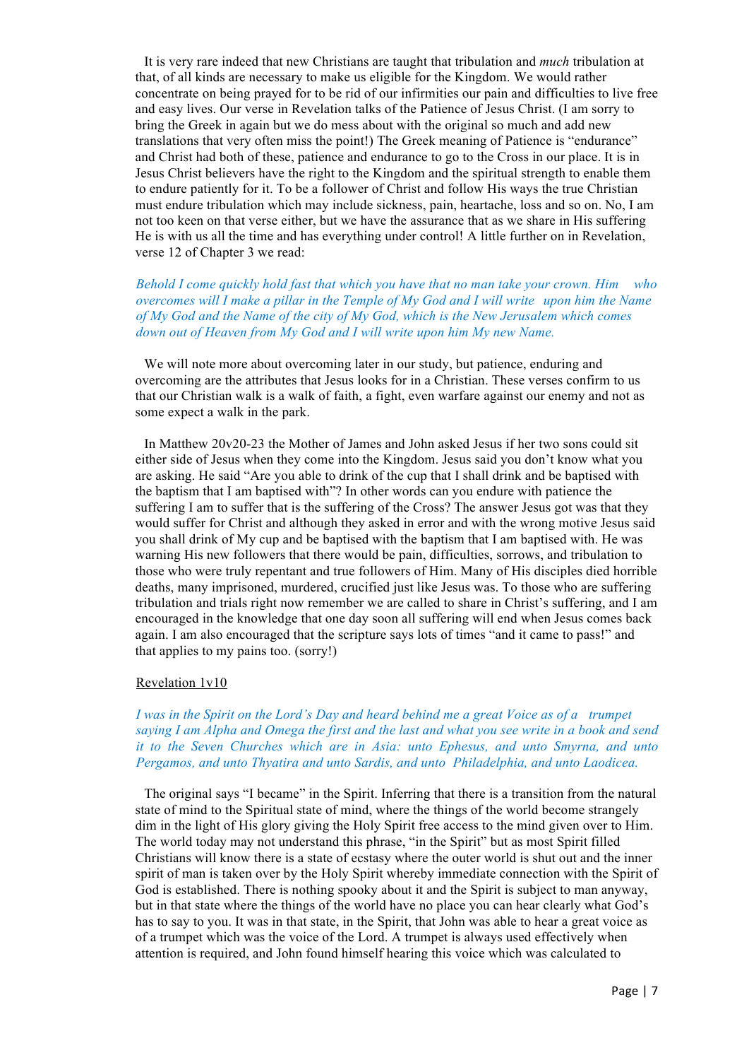It is very rare indeed that new Christians are taught that tribulation and *much* tribulation at that, of all kinds are necessary to make us eligible for the Kingdom. We would rather concentrate on being prayed for to be rid of our infirmities our pain and difficulties to live free and easy lives. Our verse in Revelation talks of the Patience of Jesus Christ. (I am sorry to bring the Greek in again but we do mess about with the original so much and add new translations that very often miss the point!) The Greek meaning of Patience is "endurance" and Christ had both of these, patience and endurance to go to the Cross in our place. It is in Jesus Christ believers have the right to the Kingdom and the spiritual strength to enable them to endure patiently for it. To be a follower of Christ and follow His ways the true Christian must endure tribulation which may include sickness, pain, heartache, loss and so on. No, I am not too keen on that verse either, but we have the assurance that as we share in His suffering He is with us all the time and has everything under control! A little further on in Revelation, verse 12 of Chapter 3 we read:

*Behold I come quickly hold fast that which you have that no man take your crown. Him who overcomes will I make a pillar in the Temple of My God and I will write upon him the Name of My God and the Name of the city of My God, which is the New Jerusalem which comes down out of Heaven from My God and I will write upon him My new Name.*

We will note more about overcoming later in our study, but patience, enduring and overcoming are the attributes that Jesus looks for in a Christian. These verses confirm to us that our Christian walk is a walk of faith, a fight, even warfare against our enemy and not as some expect a walk in the park.

In Matthew 20v20-23 the Mother of James and John asked Jesus if her two sons could sit either side of Jesus when they come into the Kingdom. Jesus said you don't know what you are asking. He said "Are you able to drink of the cup that I shall drink and be baptised with the baptism that I am baptised with"? In other words can you endure with patience the suffering I am to suffer that is the suffering of the Cross? The answer Jesus got was that they would suffer for Christ and although they asked in error and with the wrong motive Jesus said you shall drink of My cup and be baptised with the baptism that I am baptised with. He was warning His new followers that there would be pain, difficulties, sorrows, and tribulation to those who were truly repentant and true followers of Him. Many of His disciples died horrible deaths, many imprisoned, murdered, crucified just like Jesus was. To those who are suffering tribulation and trials right now remember we are called to share in Christ's suffering, and I am encouraged in the knowledge that one day soon all suffering will end when Jesus comes back again. I am also encouraged that the scripture says lots of times "and it came to pass!" and that applies to my pains too. (sorry!)

<u>Revelation 1v10</u>

*I was in the Spirit on the Lord's Day and heard behind me a great Voice as of a trumpet saying I am Alpha and Omega the first and the last and what you see write in a book and send it to the Seven Churches which are in Asia: unto Ephesus, and unto Smyrna, and unto Pergamos, and unto Thyatira and unto Sardis, and unto Philadelphia, and unto Laodicea.*

The original says "I became" in the Spirit. Inferring that there is a transition from the natural state of mind to the Spiritual state of mind, where the things of the world become strangely dim in the light of His glory giving the Holy Spirit free access to the mind given over to Him. The world today may not understand this phrase, "in the Spirit" but as most Spirit filled Christians will know there is a state of ecstasy where the outer world is shut out and the inner spirit of man is taken over by the Holy Spirit whereby immediate connection with the Spirit of God is established. There is nothing spooky about it and the Spirit is subject to man anyway, but in that state where the things of the world have no place you can hear clearly what God's has to say to you. It was in that state, in the Spirit, that John was able to hear a great voice as of a trumpet which was the voice of the Lord. A trumpet is always used effectively when attention is required, and John found himself hearing this voice which was calculated to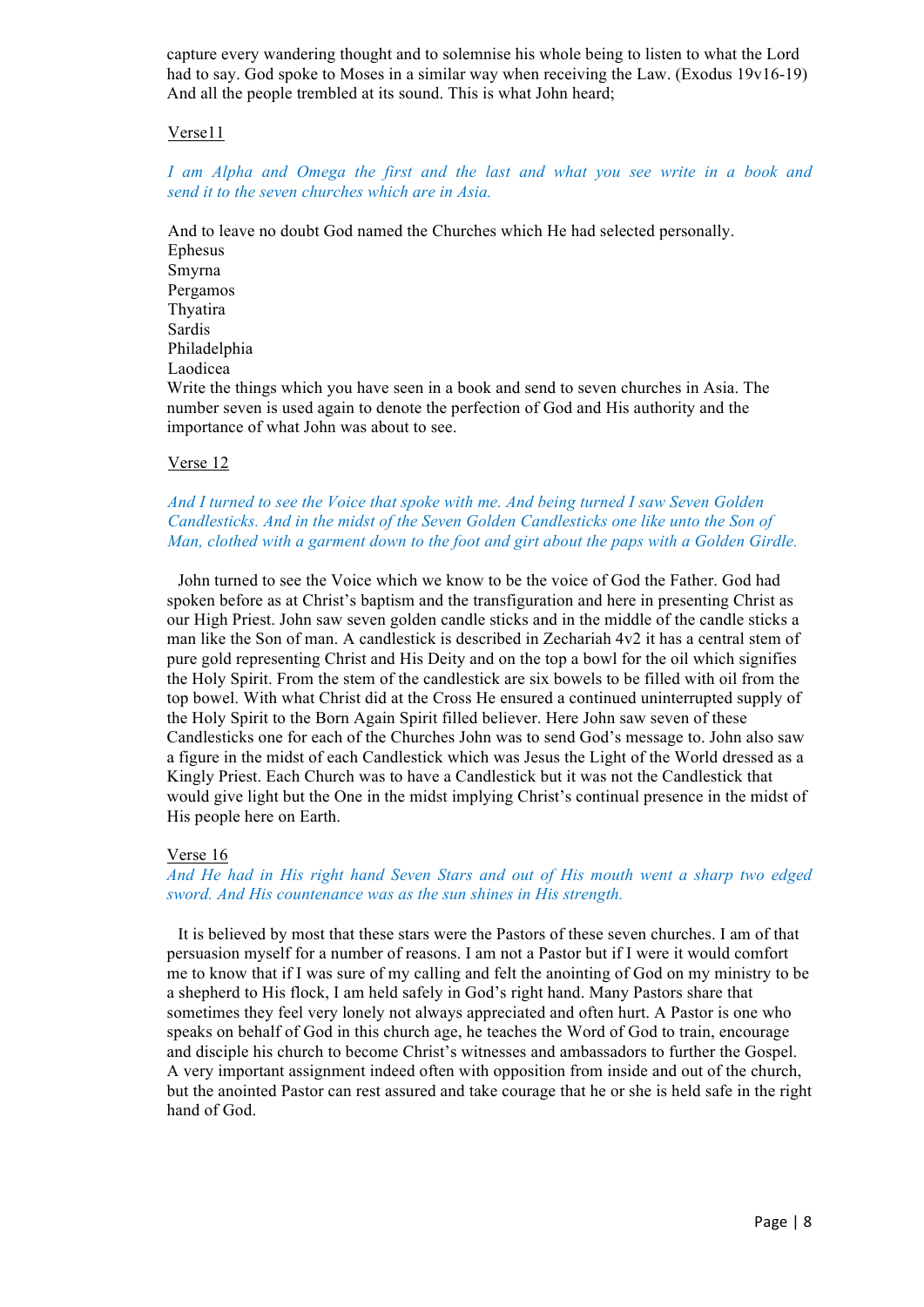capture every wandering thought and to solemnise his whole being to listen to what the Lord had to say. God spoke to Moses in a similar way when receiving the Law. (Exodus 19v16-19) And all the people trembled at its sound. This is what John heard;

Verse11

*I am Alpha and Omega the first and the last and what you see write in a book and send it to the seven churches which are in Asia.*

And to leave no doubt God named the Churches which He had selected personally.
Ephesus
Smyrna
Pergamos
Thyatira
Sardis
Philadelphia
Laodicea
Write the things which you have seen in a book and send to seven churches in Asia. The number seven is used again to denote the perfection of God and His authority and the importance of what John was about to see.

Verse 12

*And I turned to see the Voice that spoke with me. And being turned I saw Seven Golden Candlesticks. And in the midst of the Seven Golden Candlesticks one like unto the Son of Man, clothed with a garment down to the foot and girt about the paps with a Golden Girdle.*

John turned to see the Voice which we know to be the voice of God the Father. God had spoken before as at Christ's baptism and the transfiguration and here in presenting Christ as our High Priest. John saw seven golden candle sticks and in the middle of the candle sticks a man like the Son of man. A candlestick is described in Zechariah 4v2 it has a central stem of pure gold representing Christ and His Deity and on the top a bowl for the oil which signifies the Holy Spirit. From the stem of the candlestick are six bowels to be filled with oil from the top bowel. With what Christ did at the Cross He ensured a continued uninterrupted supply of the Holy Spirit to the Born Again Spirit filled believer. Here John saw seven of these Candlesticks one for each of the Churches John was to send God's message to. John also saw a figure in the midst of each Candlestick which was Jesus the Light of the World dressed as a Kingly Priest. Each Church was to have a Candlestick but it was not the Candlestick that would give light but the One in the midst implying Christ's continual presence in the midst of His people here on Earth.

Verse 16

*And He had in His right hand Seven Stars and out of His mouth went a sharp two edged sword. And His countenance was as the sun shines in His strength.*

It is believed by most that these stars were the Pastors of these seven churches. I am of that persuasion myself for a number of reasons. I am not a Pastor but if I were it would comfort me to know that if I was sure of my calling and felt the anointing of God on my ministry to be a shepherd to His flock, I am held safely in God's right hand. Many Pastors share that sometimes they feel very lonely not always appreciated and often hurt. A Pastor is one who speaks on behalf of God in this church age, he teaches the Word of God to train, encourage and disciple his church to become Christ's witnesses and ambassadors to further the Gospel. A very important assignment indeed often with opposition from inside and out of the church, but the anointed Pastor can rest assured and take courage that he or she is held safe in the right hand of God.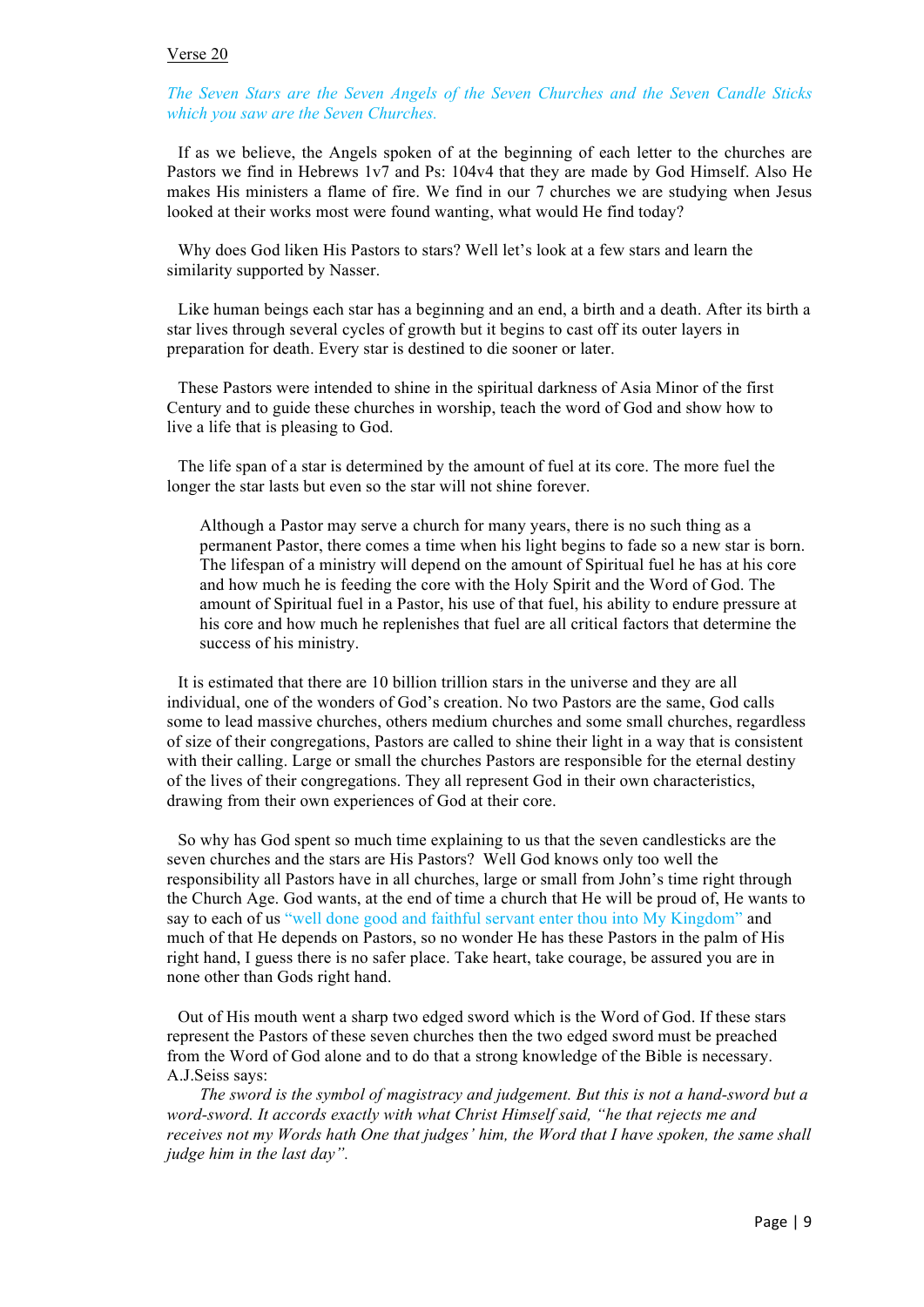Verse 20

*The Seven Stars are the Seven Angels of the Seven Churches and the Seven Candle Sticks which you saw are the Seven Churches.*

If as we believe, the Angels spoken of at the beginning of each letter to the churches are Pastors we find in Hebrews 1v7 and Ps: 104v4 that they are made by God Himself. Also He makes His ministers a flame of fire. We find in our 7 churches we are studying when Jesus looked at their works most were found wanting, what would He find today?

Why does God liken His Pastors to stars? Well let's look at a few stars and learn the similarity supported by Nasser.

Like human beings each star has a beginning and an end, a birth and a death. After its birth a star lives through several cycles of growth but it begins to cast off its outer layers in preparation for death. Every star is destined to die sooner or later.

These Pastors were intended to shine in the spiritual darkness of Asia Minor of the first Century and to guide these churches in worship, teach the word of God and show how to live a life that is pleasing to God.

The life span of a star is determined by the amount of fuel at its core. The more fuel the longer the star lasts but even so the star will not shine forever.

> Although a Pastor may serve a church for many years, there is no such thing as a permanent Pastor, there comes a time when his light begins to fade so a new star is born. The lifespan of a ministry will depend on the amount of Spiritual fuel he has at his core and how much he is feeding the core with the Holy Spirit and the Word of God. The amount of Spiritual fuel in a Pastor, his use of that fuel, his ability to endure pressure at his core and how much he replenishes that fuel are all critical factors that determine the success of his ministry.

It is estimated that there are 10 billion trillion stars in the universe and they are all individual, one of the wonders of God's creation. No two Pastors are the same, God calls some to lead massive churches, others medium churches and some small churches, regardless of size of their congregations, Pastors are called to shine their light in a way that is consistent with their calling. Large or small the churches Pastors are responsible for the eternal destiny of the lives of their congregations. They all represent God in their own characteristics, drawing from their own experiences of God at their core.

So why has God spent so much time explaining to us that the seven candlesticks are the seven churches and the stars are His Pastors? Well God knows only too well the responsibility all Pastors have in all churches, large or small from John's time right through the Church Age. God wants, at the end of time a church that He will be proud of, He wants to say to each of us "well done good and faithful servant enter thou into My Kingdom" and much of that He depends on Pastors, so no wonder He has these Pastors in the palm of His right hand, I guess there is no safer place. Take heart, take courage, be assured you are in none other than Gods right hand.

Out of His mouth went a sharp two edged sword which is the Word of God. If these stars represent the Pastors of these seven churches then the two edged sword must be preached from the Word of God alone and to do that a strong knowledge of the Bible is necessary. A.J.Seiss says:

*The sword is the symbol of magistracy and judgement. But this is not a hand-sword but a word-sword. It accords exactly with what Christ Himself said, "he that rejects me and receives not my Words hath One that judges' him, the Word that I have spoken, the same shall judge him in the last day".*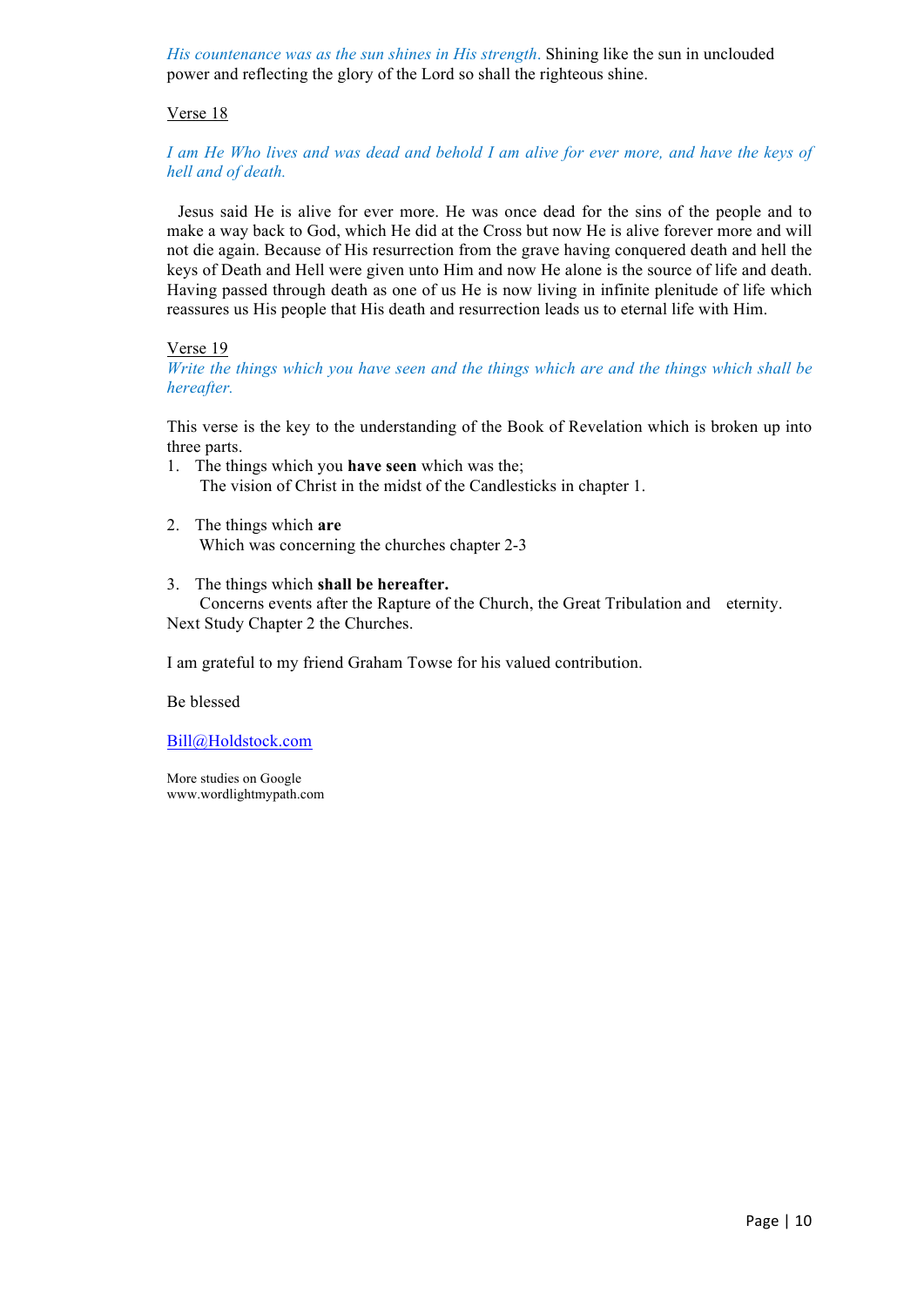*His countenance was as the sun shines in His strength.* Shining like the sun in unclouded power and reflecting the glory of the Lord so shall the righteous shine.

Verse 18

*I am He Who lives and was dead and behold I am alive for ever more, and have the keys of hell and of death.*

Jesus said He is alive for ever more. He was once dead for the sins of the people and to make a way back to God, which He did at the Cross but now He is alive forever more and will not die again. Because of His resurrection from the grave having conquered death and hell the keys of Death and Hell were given unto Him and now He alone is the source of life and death. Having passed through death as one of us He is now living in infinite plenitude of life which reassures us His people that His death and resurrection leads us to eternal life with Him.

Verse 19

*Write the things which you have seen and the things which are and the things which shall be hereafter.*

This verse is the key to the understanding of the Book of Revelation which is broken up into three parts.

1. The things which you **have seen** which was the;
   The vision of Christ in the midst of the Candlesticks in chapter 1.

2. The things which **are**
   Which was concerning the churches chapter 2-3

3. The things which **shall be hereafter.**
   Concerns events after the Rapture of the Church, the Great Tribulation and eternity.

Next Study Chapter 2 the Churches.

I am grateful to my friend Graham Towse for his valued contribution.

Be blessed

Bill@Holdstock.com

More studies on Google
www.wordlightmypath.com